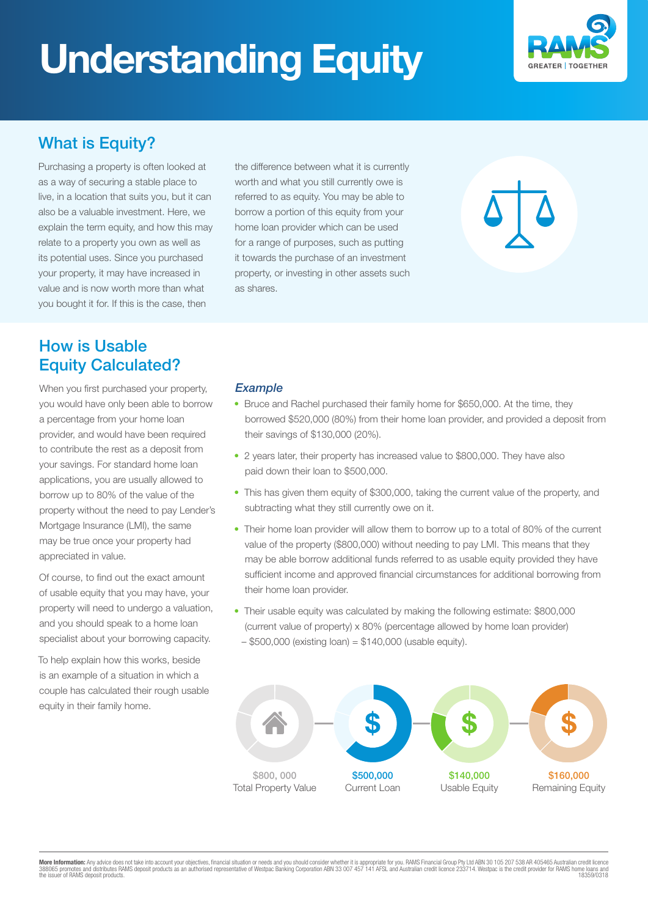# Understanding Equity

RAMS
GREATER | TOGETHER

## What is Equity?

Purchasing a property is often looked at as a way of securing a stable place to live, in a location that suits you, but it can also be a valuable investment. Here, we explain the term equity, and how this may relate to a property you own as well as its potential uses. Since you purchased your property, it may have increased in value and is now worth more than what you bought it for. If this is the case, then the difference between what it is currently worth and what you still currently owe is referred to as equity. You may be able to borrow a portion of this equity from your home loan provider which can be used for a range of purposes, such as putting it towards the purchase of an investment property, or investing in other assets such as shares.

## How is Usable Equity Calculated?

When you first purchased your property, you would have only been able to borrow a percentage from your home loan provider, and would have been required to contribute the rest as a deposit from your savings. For standard home loan applications, you are usually allowed to borrow up to 80% of the value of the property without the need to pay Lender's Mortgage Insurance (LMI), the same may be true once your property had appreciated in value.

Of course, to find out the exact amount of usable equity that you may have, your property will need to undergo a valuation, and you should speak to a home loan specialist about your borrowing capacity.

To help explain how this works, beside is an example of a situation in which a couple has calculated their rough usable equity in their family home.

### *Example*

- Bruce and Rachel purchased their family home for $650,000. At the time, they borrowed $520,000 (80%) from their home loan provider, and provided a deposit from their savings of $130,000 (20%).
- 2 years later, their property has increased value to $800,000. They have also paid down their loan to $500,000.
- This has given them equity of $300,000, taking the current value of the property, and subtracting what they still currently owe on it.
- Their home loan provider will allow them to borrow up to a total of 80% of the current value of the property ($800,000) without needing to pay LMI. This means that they may be able borrow additional funds referred to as usable equity provided they have sufficient income and approved financial circumstances for additional borrowing from their home loan provider.
- Their usable equity was calculated by making the following estimate: $800,000 (current value of property) x 80% (percentage allowed by home loan provider) – $500,000 (existing loan) = $140,000 (usable equity).

$800, 000
Total Property Value

$500,000
Current Loan

$140,000
Usable Equity

$160,000
Remaining Equity

**More Information:** Any advice does not take into account your objectives, financial situation or needs and you should consider whether it is appropriate for you. RAMS Financial Group Pty Ltd ABN 30 105 207 538 AR 405465 Australian credit licence 388065 promotes and distributes RAMS deposit products as an authorised representative of Westpac Banking Corporation ABN 33 007 457 141 AFSL and Australian credit licence 233714. Westpac is the credit provider for RAMS home loans and the issuer of RAMS deposit products. 18359/0318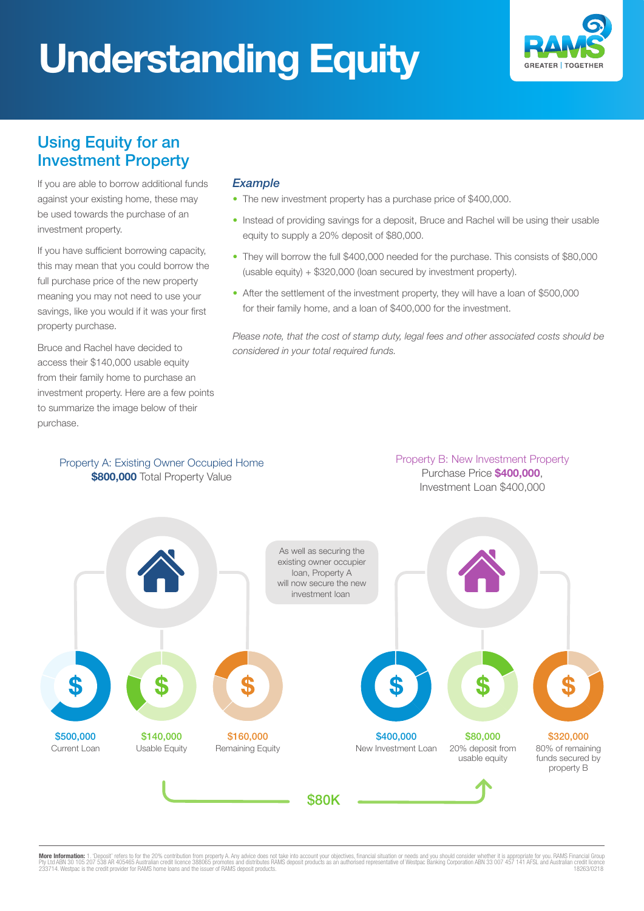# Understanding Equity

RAMS
GREATER | TOGETHER

## Using Equity for an Investment Property

If you are able to borrow additional funds against your existing home, these may be used towards the purchase of an investment property.

If you have sufficient borrowing capacity, this may mean that you could borrow the full purchase price of the new property meaning you may not need to use your savings, like you would if it was your first property purchase.

Bruce and Rachel have decided to access their $140,000 usable equity from their family home to purchase an investment property. Here are a few points to summarize the image below of their purchase.

### *Example*

- The new investment property has a purchase price of $400,000.
- Instead of providing savings for a deposit, Bruce and Rachel will be using their usable equity to supply a 20% deposit of $80,000.
- They will borrow the full $400,000 needed for the purchase. This consists of $80,000 (usable equity) + $320,000 (loan secured by investment property).
- After the settlement of the investment property, they will have a loan of $500,000 for their family home, and a loan of $400,000 for the investment.

*Please note, that the cost of stamp duty, legal fees and other associated costs should be considered in your total required funds.*

Property A: Existing Owner Occupied Home
**$800,000** Total Property Value

Property B: New Investment Property
Purchase Price **$400,000**,
Investment Loan $400,000

As well as securing the existing owner occupier loan, Property A will now secure the new investment loan

$500,000
Current Loan

$140,000
Usable Equity

$160,000
Remaining Equity

$400,000
New Investment Loan

$80,000
20% deposit from usable equity

$320,000
80% of remaining funds secured by property B

$80K

**More Information:** 1. 'Deposit' refers to for the 20% contribution from property A. Any advice does not take into account your objectives, financial situation or needs and you should consider whether it is appropriate for you. RAMS Financial Group Pty Ltd ABN 30 105 207 538 AR 405465 Australian credit licence 388065 promotes and distributes RAMS deposit products as an authorised representative of Westpac Banking Corporation ABN 33 007 457 141 AFSL and Australian credit licence 233714. Westpac is the credit provider for RAMS home loans and the issuer of RAMS deposit products. 18263/0218